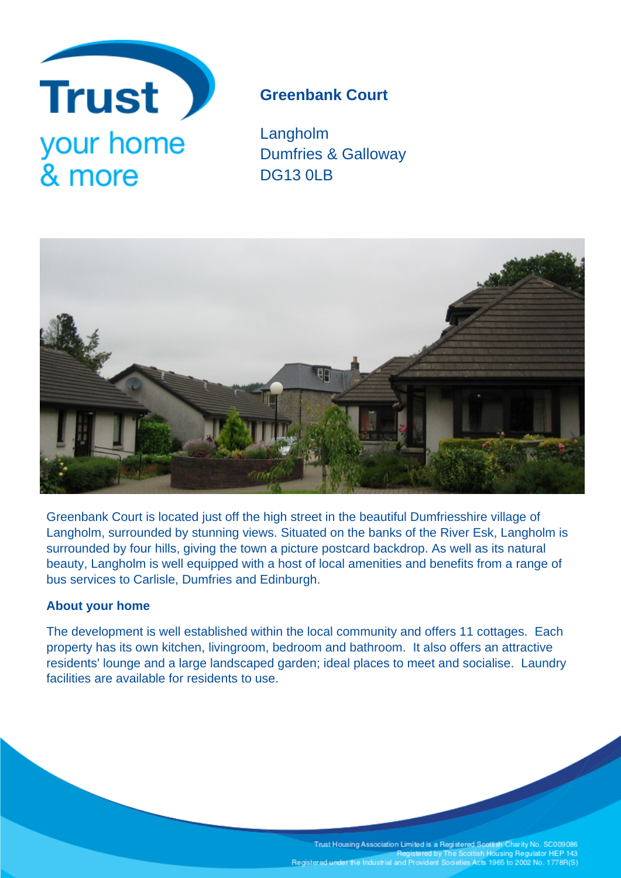Trust
your home
& more

## Greenbank Court

Langholm
Dumfries & Galloway
DG13 0LB

Greenbank Court is located just off the high street in the beautiful Dumfriesshire village of Langholm, surrounded by stunning views. Situated on the banks of the River Esk, Langholm is surrounded by four hills, giving the town a picture postcard backdrop. As well as its natural beauty, Langholm is well equipped with a host of local amenities and benefits from a range of bus services to Carlisle, Dumfries and Edinburgh.

### About your home

The development is well established within the local community and offers 11 cottages. Each property has its own kitchen, livingroom, bedroom and bathroom. It also offers an attractive residents' lounge and a large landscaped garden; ideal places to meet and socialise. Laundry facilities are available for residents to use.

Trust Housing Association Limited is a Registered Scottish Charity No. SC009086
Registered by The Scottish Housing Regulator HEP 143
Registered under the Industrial and Provident Societies Acts 1965 to 2002 No. 1778R(S)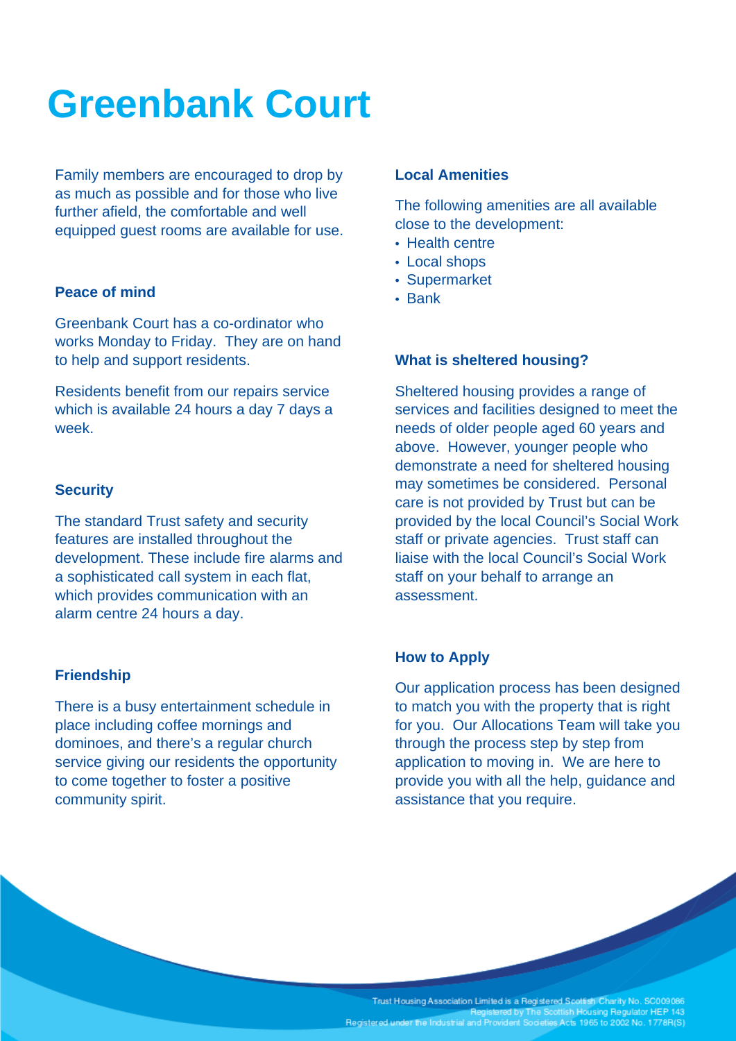# Greenbank Court

Family members are encouraged to drop by as much as possible and for those who live further afield, the comfortable and well equipped guest rooms are available for use.

### Peace of mind

Greenbank Court has a co-ordinator who works Monday to Friday. They are on hand to help and support residents.

Residents benefit from our repairs service which is available 24 hours a day 7 days a week.

### Security

The standard Trust safety and security features are installed throughout the development. These include fire alarms and a sophisticated call system in each flat, which provides communication with an alarm centre 24 hours a day.

### Friendship

There is a busy entertainment schedule in place including coffee mornings and dominoes, and there's a regular church service giving our residents the opportunity to come together to foster a positive community spirit.

### Local Amenities

The following amenities are all available close to the development:

- Health centre
- Local shops
- Supermarket
- Bank

### What is sheltered housing?

Sheltered housing provides a range of services and facilities designed to meet the needs of older people aged 60 years and above. However, younger people who demonstrate a need for sheltered housing may sometimes be considered. Personal care is not provided by Trust but can be provided by the local Council's Social Work staff or private agencies. Trust staff can liaise with the local Council's Social Work staff on your behalf to arrange an assessment.

### How to Apply

Our application process has been designed to match you with the property that is right for you. Our Allocations Team will take you through the process step by step from application to moving in. We are here to provide you with all the help, guidance and assistance that you require.

Trust Housing Association Limited is a Registered Scottish Charity No. SC009086
Registered by The Scottish Housing Regulator HEP 143
Registered under the Industrial and Provident Societies Acts 1965 to 2002 No. 1778R(S)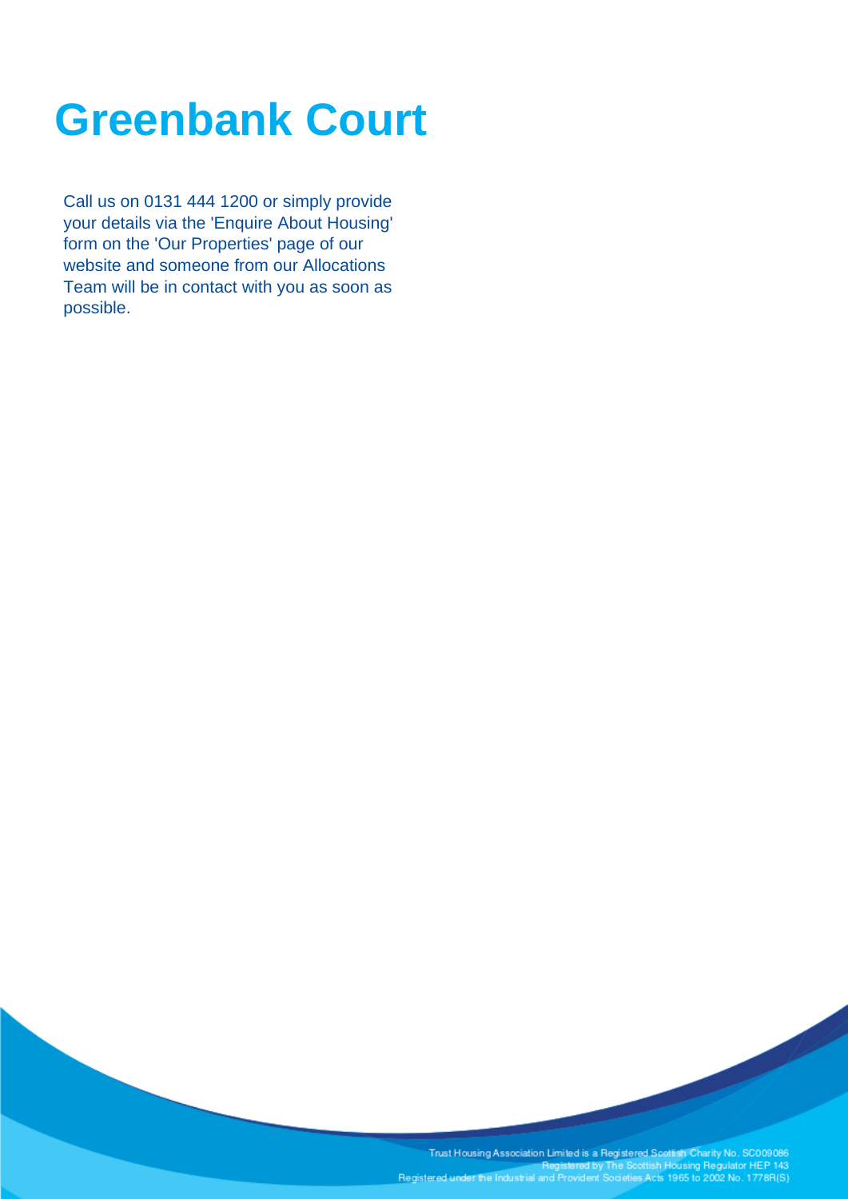# Greenbank Court

Call us on 0131 444 1200 or simply provide your details via the 'Enquire About Housing' form on the 'Our Properties' page of our website and someone from our Allocations Team will be in contact with you as soon as possible.